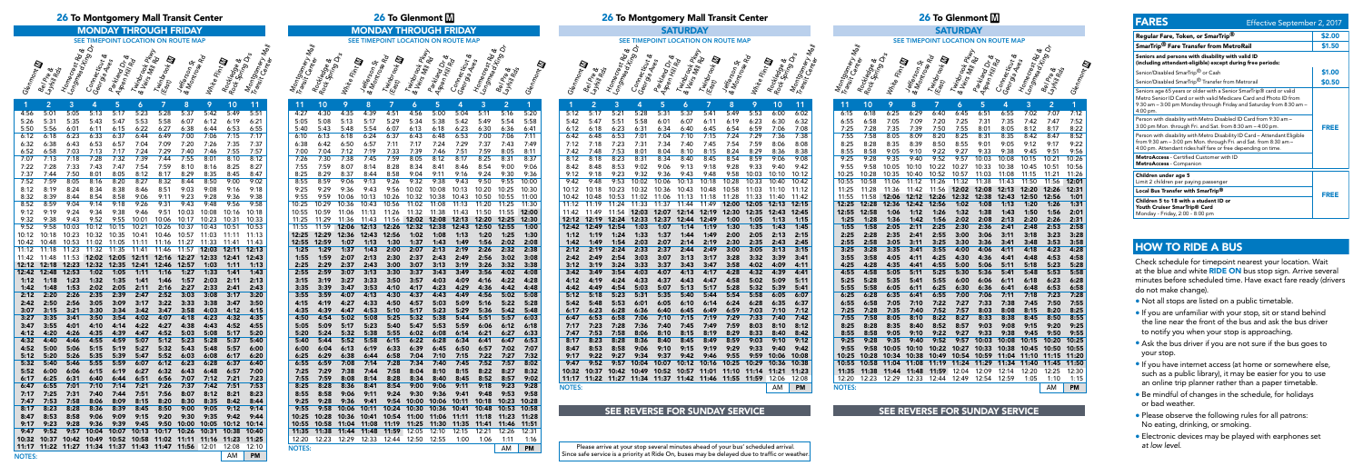# 26 To Montgomery Mall Transit Center

## MONDAY THROUGH FRIDAY

SEE TIMEPOINT LOCATION ON ROUTE MAP

| Glenmont | Bel Pre & Layhill Rds | Homecrest Rd & Longmeadow Dr | Connecticut & Georgia Aves | Parkland Dr & Aspen Hill Rd | Twinbrook Pkwy & Veirs Mill Rd | Twinbrook (East) | Jefferson St & Montrose Rd | White Flint | Rockledge & Rock Spring Drs | Montgomery Mall Transit Center |
|---|---|---|---|---|---|---|---|---|---|---|
| 1 | 2 | 3 | 4 | 5 | 6 | 7 | 8 | 9 | 10 | 11 |
| 4:56 | 5:01 | 5:05 | 5:11 | 5:17 | 5:23 | 5:28 | 5:32 | 5:37 | 5:46 | 5:51 |
| 5:26 | 5:31 | 5:35 | 5:43 | 5:47 | 5:53 | 5:58 | 6:07 | 6:12 | 6:19 | 6:21 |
| 5:50 | 5:56 | 6:01 | 6:11 | 6:15 | 6:22 | 6:27 | 6:38 | 6:44 | 6:53 | 6:55 |
| 6:12 | 6:18 | 6:23 | 6:33 | 6:37 | 6:44 | 6:49 | 7:00 | 7:06 | 7:15 | 7:17 |
| 6:32 | 6:38 | 6:43 | 6:53 | 6:57 | 7:04 | 7:09 | 7:20 | 7:26 | 7:35 | 7:37 |
| 6:52 | 6:58 | 7:03 | 7:13 | 7:17 | 7:24 | 7:29 | 7:40 | 7:46 | 7:55 | 7:57 |
| 7:07 | 7:13 | 7:18 | 7:28 | 7:32 | 7:39 | 7:44 | 7:55 | 8:01 | 8:10 | 8:12 |
| 7:22 | 7:28 | 7:33 | 7:43 | 7:47 | 7:54 | 7:59 | 8:10 | 8:16 | 8:25 | 8:27 |
| 7:37 | 7:44 | 7:50 | 8:01 | 8:05 | 8:12 | 8:17 | 8:29 | 8:35 | 8:45 | 8:47 |
| 7:52 | 7:59 | 8:05 | 8:16 | 8:20 | 8:27 | 8:32 | 8:44 | 8:50 | 9:00 | 9:02 |
| 8:12 | 8:19 | 8:24 | 8:34 | 8:38 | 8:46 | 8:51 | 9:03 | 9:08 | 9:16 | 9:18 |
| 8:32 | 8:39 | 8:44 | 8:54 | 8:58 | 9:06 | 9:11 | 9:23 | 9:28 | 9:36 | 9:38 |
| 8:52 | 8:59 | 9:04 | 9:14 | 9:18 | 9:26 | 9:31 | 9:43 | 9:48 | 9:56 | 9:58 |
| 9:12 | 9:19 | 9:24 | 9:34 | 9:38 | 9:46 | 9:51 | 10:03 | 10:08 | 10:16 | 10:18 |
| 9:32 | 9:38 | 9:43 | 9:52 | 9:55 | 10:01 | 10:06 | 10:17 | 10:23 | 10:31 | 10:33 |
| 9:52 | 9:58 | 10:03 | 10:12 | 10:15 | 10:21 | 10:26 | 10:37 | 10:43 | 10:51 | 10:53 |
| 10:12 | 10:18 | 10:23 | 10:32 | 10:35 | 10:41 | 10:46 | 10:57 | 11:03 | 11:11 | 11:13 |
| 10:42 | 10:48 | 10:53 | 11:02 | 11:05 | 11:11 | 11:16 | 11:27 | 11:33 | 11:41 | 11:43 |
| 11:12 | 11:18 | 11:23 | 11:32 | 11:35 | 11:41 | 11:46 | 11:57 | **12:03** | **12:11** | **12:13** |
| 11:42 | 11:48 | 11:53 | **12:02** | **12:05** | **12:11** | **12:16** | **12:27** | **12:33** | **12:41** | **12:43** |
| **12:12** | **12:18** | **12:23** | **12:32** | **12:35** | **12:41** | **12:46** | **12:57** | **1:03** | **1:11** | **1:13** |
| **12:42** | **12:48** | **12:53** | **1:02** | **1:05** | **1:11** | **1:16** | **1:27** | **1:33** | **1:41** | **1:43** |
| **1:12** | **1:18** | **1:23** | **1:32** | **1:35** | **1:41** | **1:46** | **1:57** | **2:03** | **2:11** | **2:13** |
| **1:42** | **1:48** | **1:53** | **2:02** | **2:05** | **2:11** | **2:16** | **2:27** | **2:33** | **2:41** | **2:43** |
| **2:12** | **2:20** | **2:26** | **2:35** | **2:39** | **2:47** | **2:52** | **3:03** | **3:08** | **3:17** | **3:20** |
| **2:42** | **2:50** | **2:56** | **3:05** | **3:09** | **3:17** | **3:22** | **3:33** | **3:38** | **3:47** | **3:50** |
| **3:07** | **3:15** | **3:21** | **3:30** | **3:34** | **3:42** | **3:47** | **3:58** | **4:03** | **4:12** | **4:15** |
| **3:27** | **3:35** | **3:41** | **3:50** | **3:54** | **4:02** | **4:07** | **4:18** | **4:23** | **4:32** | **4:35** |
| **3:47** | **3:55** | **4:01** | **4:10** | **4:14** | **4:22** | **4:27** | **4:38** | **4:43** | **4:52** | **4:55** |
| **4:12** | **4:20** | **4:26** | **4:35** | **4:39** | **4:47** | **4:52** | **5:03** | **5:08** | **5:17** | **5:20** |
| **4:32** | **4:40** | **4:46** | **4:55** | **4:59** | **5:07** | **5:12** | **5:23** | **5:28** | **5:37** | **5:40** |
| **4:52** | **5:00** | **5:06** | **5:15** | **5:19** | **5:27** | **5:32** | **5:43** | **5:48** | **5:57** | **6:00** |
| **5:12** | **5:20** | **5:26** | **5:35** | **5:39** | **5:47** | **5:52** | **6:03** | **6:08** | **6:17** | **6:20** |
| **5:32** | **5:40** | **5:46** | **5:55** | **5:59** | **6:07** | **6:12** | **6:23** | **6:28** | **6:37** | **6:40** |
| **5:52** | **6:00** | **6:06** | **6:15** | **6:19** | **6:27** | **6:32** | **6:43** | **6:48** | **6:57** | **7:00** |
| **6:17** | **6:25** | **6:31** | **6:40** | **6:44** | **6:51** | **6:56** | **7:07** | **7:12** | **7:21** | **7:23** |
| **6:47** | **6:55** | **7:01** | **7:10** | **7:14** | **7:21** | **7:26** | **7:37** | **7:42** | **7:51** | **7:53** |
| **7:17** | **7:25** | **7:31** | **7:40** | **7:44** | **7:51** | **7:56** | **8:07** | **8:12** | **8:21** | **8:23** |
| **7:47** | **7:53** | **7:58** | **8:06** | **8:09** | **8:15** | **8:20** | **8:30** | **8:35** | **8:42** | **8:44** |
| **8:17** | **8:23** | **8:28** | **8:36** | **8:39** | **8:45** | **8:50** | **9:00** | **9:05** | **9:12** | **9:14** |
| **8:47** | **8:53** | **8:58** | **9:06** | **9:09** | **9:15** | **9:20** | **9:30** | **9:35** | **9:42** | **9:44** |
| **9:17** | **9:23** | **9:28** | **9:36** | **9:39** | **9:45** | **9:50** | **10:00** | **10:05** | **10:12** | **10:14** |
| **9:47** | **9:52** | **9:57** | **10:04** | **10:07** | **10:13** | **10:17** | **10:26** | **10:31** | **10:38** | **10:40** |
| **10:32** | **10:37** | **10:42** | **10:49** | **10:52** | **10:58** | **11:02** | **11:11** | **11:16** | **11:23** | **11:25** |
| **11:17** | **11:22** | **11:27** | **11:34** | **11:37** | **11:43** | **11:47** | **11:56** | 12:01 | 12:08 | 12:10 |

NOTES: AM **PM**

# 26 To Glenmont

## MONDAY THROUGH FRIDAY

SEE TIMEPOINT LOCATION ON ROUTE MAP

| Montgomery Mall Transit Center | Rockledge & Rock Spring Drs | White Flint | Jefferson St & Montrose Rd | Twinbrook (East) | Twinbrook Pkwy & Veirs Mill Rd | Parkland Dr & Aspen Hill Rd | Connecticut & Georgia Aves | Homecrest Rd & Longmeadow Dr | Bel Pre & Layhill Rds | Glenmont |
|---|---|---|---|---|---|---|---|---|---|---|
| 11 | 10 | 9 | 8 | 7 | 6 | 5 | 4 | 3 | 2 | 1 |
| 4:27 | 4:30 | 4:35 | 4:39 | 4:51 | 4:56 | 5:00 | 5:04 | 5:11 | 5:16 | 5:20 |
| 5:05 | 5:08 | 5:13 | 5:17 | 5:29 | 5:34 | 5:38 | 5:42 | 5:49 | 5:54 | 5:58 |
| 5:40 | 5:43 | 5:48 | 5:54 | 6:07 | 6:13 | 6:18 | 6:23 | 6:30 | 6:36 | 6:41 |
| 6:10 | 6:13 | 6:18 | 6:24 | 6:37 | 6:43 | 6:48 | 6:53 | 7:00 | 7:06 | 7:11 |
| 6:38 | 6:42 | 6:50 | 6:57 | 7:11 | 7:17 | 7:24 | 7:29 | 7:37 | 7:43 | 7:49 |
| 7:00 | 7:04 | 7:12 | 7:19 | 7:33 | 7:39 | 7:46 | 7:51 | 7:59 | 8:05 | 8:11 |
| 7:26 | 7:30 | 7:38 | 7:45 | 7:59 | 8:05 | 8:12 | 8:17 | 8:25 | 8:31 | 8:37 |
| 7:55 | 7:59 | 8:07 | 8:14 | 8:28 | 8:34 | 8:41 | 8:46 | 8:54 | 9:00 | 9:06 |
| 8:25 | 8:29 | 8:37 | 8:44 | 8:58 | 9:04 | 9:11 | 9:16 | 9:24 | 9:30 | 9:36 |
| 8:55 | 8:59 | 9:06 | 9:13 | 9:26 | 9:32 | 9:38 | 9:43 | 9:50 | 9:55 | 10:00 |
| 9:25 | 9:29 | 9:36 | 9:43 | 9:56 | 10:02 | 10:08 | 10:13 | 10:20 | 10:25 | 10:30 |
| 9:55 | 9:59 | 10:06 | 10:13 | 10:26 | 10:32 | 10:38 | 10:43 | 10:50 | 10:55 | 11:00 |
| 10:25 | 10:29 | 10:36 | 10:43 | 10:56 | 11:02 | 11:08 | 11:13 | 11:20 | 11:25 | 11:30 |
| 10:55 | 10:59 | 11:06 | 11:13 | 11:26 | 11:32 | 11:38 | 11:43 | 11:50 | 11:55 | **12:00** |
| 11:25 | 11:29 | 11:36 | 11:43 | 11:56 | **12:02** | **12:08** | **12:13** | **12:20** | **12:25** | **12:30** |
| 11:55 | 11:59 | **12:06** | **12:13** | **12:26** | **12:32** | **12:38** | **12:43** | **12:50** | **12:55** | **1:00** |
| **12:25** | **12:29** | **12:36** | **12:43** | **12:56** | **1:02** | **1:08** | **1:13** | **1:20** | **1:25** | **1:30** |
| **12:55** | **12:59** | **1:07** | **1:13** | **1:30** | **1:37** | **1:43** | **1:49** | **1:56** | **2:02** | **2:08** |
| **1:25** | **1:29** | **1:37** | **1:43** | **2:00** | **2:07** | **2:13** | **2:19** | **2:26** | **2:32** | **2:38** |
| **1:55** | **1:59** | **2:07** | **2:13** | **2:30** | **2:37** | **2:43** | **2:49** | **2:56** | **3:02** | **3:08** |
| **2:25** | **2:29** | **2:37** | **2:43** | **3:00** | **3:07** | **3:13** | **3:19** | **3:26** | **3:32** | **3:38** |
| **2:55** | **2:59** | **3:07** | **3:13** | **3:30** | **3:37** | **3:43** | **3:49** | **3:56** | **4:02** | **4:08** |
| **3:15** | **3:19** | **3:27** | **3:33** | **3:50** | **3:57** | **4:03** | **4:09** | **4:16** | **4:22** | **4:28** |
| **3:35** | **3:39** | **3:47** | **3:53** | **4:10** | **4:17** | **4:23** | **4:29** | **4:36** | **4:42** | **4:48** |
| **3:55** | **3:59** | **4:07** | **4:13** | **4:30** | **4:37** | **4:43** | **4:49** | **4:56** | **5:02** | **5:08** |
| **4:15** | **4:19** | **4:27** | **4:33** | **4:50** | **4:57** | **5:03** | **5:09** | **5:16** | **5:22** | **5:28** |
| **4:35** | **4:39** | **4:47** | **4:53** | **5:10** | **5:17** | **5:23** | **5:29** | **5:36** | **5:42** | **5:48** |
| **4:50** | **4:54** | **5:02** | **5:08** | **5:25** | **5:32** | **5:38** | **5:44** | **5:51** | **5:57** | **6:03** |
| **5:05** | **5:09** | **5:17** | **5:23** | **5:40** | **5:47** | **5:53** | **5:59** | **6:06** | **6:12** | **6:18** |
| **5:20** | **5:24** | **5:32** | **5:38** | **5:55** | **6:02** | **6:08** | **6:14** | **6:21** | **6:27** | **6:33** |
| **5:40** | **5:44** | **5:52** | **5:58** | **6:15** | **6:22** | **6:28** | **6:34** | **6:41** | **6:47** | **6:53** |
| **6:00** | **6:04** | **6:13** | **6:19** | **6:33** | **6:39** | **6:45** | **6:50** | **6:57** | **7:02** | **7:07** |
| **6:25** | **6:29** | **6:38** | **6:44** | **6:58** | **7:04** | **7:10** | **7:15** | **7:22** | **7:27** | **7:32** |
| **6:55** | **6:59** | **7:08** | **7:14** | **7:28** | **7:34** | **7:40** | **7:45** | **7:52** | **7:57** | **8:02** |
| **7:25** | **7:29** | **7:38** | **7:44** | **7:58** | **8:04** | **8:10** | **8:15** | **8:22** | **8:27** | **8:32** |
| **7:55** | **7:59** | **8:08** | **8:14** | **8:28** | **8:34** | **8:40** | **8:45** | **8:52** | **8:57** | **9:02** |
| **8:25** | **8:28** | **8:36** | **8:41** | **8:54** | **9:00** | **9:06** | **9:11** | **9:18** | **9:23** | **9:28** |
| **8:55** | **8:58** | **9:06** | **9:11** | **9:24** | **9:30** | **9:36** | **9:41** | **9:48** | **9:53** | **9:58** |
| **9:25** | **9:28** | **9:36** | **9:41** | **9:54** | **10:00** | **10:06** | **10:11** | **10:18** | **10:23** | **10:28** |
| **9:55** | **9:58** | **10:06** | **10:11** | **10:24** | **10:30** | **10:36** | **10:41** | **10:48** | **10:53** | **10:58** |
| **10:25** | **10:28** | **10:36** | **10:41** | **10:54** | **11:00** | **11:06** | **11:11** | **11:18** | **11:23** | **11:28** |
| **10:55** | **10:58** | **11:04** | **11:08** | **11:19** | **11:25** | **11:30** | **11:35** | **11:41** | **11:46** | **11:51** |
| **11:35** | **11:38** | **11:44** | **11:48** | **11:59** | 12:05 | 12:10 | 12:15 | 12:21 | 12:26 | 12:31 |
| 12:20 | 12:23 | 12:29 | 12:33 | 12:44 | 12:50 | 12:55 | 1:00 | 1:06 | 1:11 | 1:16 |

NOTES: AM **PM**

# 26 To Montgomery Mall Transit Center

## SATURDAY

SEE TIMEPOINT LOCATION ON ROUTE MAP

| Glenmont | Bel Pre & Layhill Rds | Homecrest Rd & Longmeadow Dr | Connecticut & Georgia Aves | Parkland Dr & Aspen Hill Rd | Twinbrook Pkwy & Veirs Mill Rd | Twinbrook (East) | Jefferson St & Montrose Rd | White Flint | Rockledge & Rock Spring Drs | Montgomery Mall Transit Center |
|---|---|---|---|---|---|---|---|---|---|---|
| 1 | 2 | 3 | 4 | 5 | 6 | 7 | 8 | 9 | 10 | 11 |
| 5:12 | 5:17 | 5:21 | 5:28 | 5:31 | 5:37 | 5:41 | 5:49 | 5:53 | 6:00 | 6:02 |
| 5:42 | 5:47 | 5:51 | 5:58 | 6:01 | 6:07 | 6:11 | 6:19 | 6:23 | 6:30 | 6:32 |
| 6:12 | 6:18 | 6:23 | 6:31 | 6:34 | 6:40 | 6:45 | 6:54 | 6:59 | 7:06 | 7:08 |
| 6:42 | 6:48 | 6:53 | 7:01 | 7:04 | 7:10 | 7:15 | 7:24 | 7:29 | 7:36 | 7:38 |
| 7:12 | 7:18 | 7:23 | 7:31 | 7:34 | 7:40 | 7:45 | 7:54 | 7:59 | 8:06 | 8:08 |
| 7:42 | 7:48 | 7:53 | 8:01 | 8:04 | 8:10 | 8:15 | 8:24 | 8:29 | 8:36 | 8:38 |
| 8:12 | 8:18 | 8:23 | 8:31 | 8:34 | 8:40 | 8:45 | 8:54 | 8:59 | 9:06 | 9:08 |
| 8:42 | 8:48 | 8:53 | 9:02 | 9:06 | 9:13 | 9:18 | 9:28 | 9:33 | 9:40 | 9:42 |
| 9:12 | 9:18 | 9:23 | 9:32 | 9:36 | 9:43 | 9:48 | 9:58 | 10:03 | 10:10 | 10:12 |
| 9:42 | 9:48 | 9:53 | 10:02 | 10:06 | 10:13 | 10:18 | 10:28 | 10:33 | 10:40 | 10:42 |
| 10:12 | 10:18 | 10:23 | 10:32 | 10:36 | 10:43 | 10:48 | 10:58 | 11:03 | 11:10 | 11:12 |
| 10:42 | 10:48 | 10:53 | 11:02 | 11:06 | 11:13 | 11:18 | 11:28 | 11:33 | 11:40 | 11:42 |
| 11:12 | 11:19 | 11:24 | 11:33 | 11:37 | 11:44 | 11:49 | **12:00** | **12:05** | **12:13** | **12:15** |
| 11:42 | 11:49 | 11:54 | **12:03** | **12:07** | **12:14** | **12:19** | **12:30** | **12:35** | **12:43** | **12:45** |
| **12:12** | **12:19** | **12:24** | **12:33** | **12:37** | **12:44** | **12:49** | **1:00** | **1:05** | **1:13** | **1:15** |
| **12:42** | **12:49** | **12:54** | **1:03** | **1:07** | **1:14** | **1:19** | **1:30** | **1:35** | **1:43** | **1:45** |
| **1:12** | **1:19** | **1:24** | **1:33** | **1:37** | **1:44** | **1:49** | **2:00** | **2:05** | **2:13** | **2:15** |
| **1:42** | **1:49** | **1:54** | **2:03** | **2:07** | **2:14** | **2:19** | **2:30** | **2:35** | **2:43** | **2:45** |
| **2:12** | **2:19** | **2:24** | **2:33** | **2:37** | **2:44** | **2:49** | **3:00** | **3:05** | **3:13** | **3:15** |
| **2:42** | **2:49** | **2:54** | **3:03** | **3:07** | **3:13** | **3:17** | **3:28** | **3:32** | **3:39** | **3:41** |
| **3:12** | **3:19** | **3:24** | **3:33** | **3:37** | **3:43** | **3:47** | **3:58** | **4:02** | **4:09** | **4:11** |
| **3:42** | **3:49** | **3:54** | **4:03** | **4:07** | **4:13** | **4:17** | **4:28** | **4:32** | **4:39** | **4:41** |
| **4:12** | **4:19** | **4:24** | **4:33** | **4:37** | **4:43** | **4:47** | **4:58** | **5:02** | **5:09** | **5:11** |
| **4:42** | **4:49** | **4:54** | **5:03** | **5:07** | **5:13** | **5:17** | **5:28** | **5:32** | **5:39** | **5:41** |
| **5:12** | **5:18** | **5:23** | **5:31** | **5:35** | **5:40** | **5:44** | **5:54** | **5:58** | **6:05** | **6:07** |
| **5:42** | **5:48** | **5:53** | **6:01** | **6:05** | **6:10** | **6:14** | **6:24** | **6:28** | **6:35** | **6:37** |
| **6:17** | **6:23** | **6:28** | **6:36** | **6:40** | **6:45** | **6:49** | **6:59** | **7:03** | **7:10** | **7:12** |
| **6:47** | **6:53** | **6:58** | **7:06** | **7:10** | **7:15** | **7:19** | **7:29** | **7:33** | **7:40** | **7:42** |
| **7:17** | **7:23** | **7:28** | **7:36** | **7:40** | **7:45** | **7:49** | **7:59** | **8:03** | **8:10** | **8:12** |
| **7:47** | **7:53** | **7:58** | **8:06** | **8:10** | **8:15** | **8:19** | **8:29** | **8:33** | **8:40** | **8:42** |
| **8:17** | **8:23** | **8:28** | **8:36** | **8:40** | **8:45** | **8:49** | **8:59** | **9:03** | **9:10** | **9:12** |
| **8:47** | **8:53** | **8:58** | **9:06** | **9:10** | **9:15** | **9:19** | **9:29** | **9:33** | **9:40** | **9:42** |
| **9:17** | **9:22** | **9:27** | **9:34** | **9:37** | **9:42** | **9:46** | **9:55** | **9:59** | **10:06** | **10:08** |
| **9:47** | **9:52** | **9:57** | **10:04** | **10:07** | **10:12** | **10:16** | **10:25** | **10:29** | **10:36** | **10:38** |
| **10:32** | **10:37** | **10:42** | **10:49** | **10:52** | **10:57** | **11:01** | **11:10** | **11:14** | **11:21** | **11:23** |
| **11:17** | **11:22** | **11:27** | **11:34** | **11:37** | **11:42** | **11:46** | **11:55** | **11:59** | 12:06 | 12:08 |

NOTES: AM **PM**

## SEE REVERSE FOR SUNDAY SERVICE

Please arrive at your stop several minutes ahead of your bus' scheduled arrival. Since safe service is a priority at Ride On, buses may be delayed due to traffic or weather.

# 26 To Glenmont

## SATURDAY

SEE TIMEPOINT LOCATION ON ROUTE MAP

| Montgomery Mall Transit Center | Rockledge & Rock Spring Drs | White Flint | Jefferson St & Montrose Rd | Twinbrook (East) | Twinbrook Pkwy & Veirs Mill Rd | Parkland Dr & Aspen Hill Rd | Connecticut & Georgia Aves | Homecrest Rd & Longmeadow Dr | Bel Pre & Layhill Rds | Glenmont |
|---|---|---|---|---|---|---|---|---|---|---|
| 11 | 10 | 9 | 8 | 7 | 6 | 5 | 4 | 3 | 2 | 1 |
| 6:15 | 6:18 | 6:25 | 6:29 | 6:40 | 6:46 | 6:51 | 6:55 | 7:02 | 7:07 | 7:12 |
| 6:55 | 6:58 | 7:05 | 7:09 | 7:20 | 7:25 | 7:31 | 7:35 | 7:42 | 7:47 | 7:52 |
| 7:25 | 7:28 | 7:35 | 7:39 | 7:50 | 7:55 | 8:01 | 8:05 | 8:12 | 8:17 | 8:22 |
| 7:55 | 7:58 | 8:05 | 8:09 | 8:20 | 8:25 | 8:31 | 8:35 | 8:42 | 8:47 | 8:52 |
| 8:25 | 8:28 | 8:35 | 8:39 | 8:50 | 8:55 | 9:01 | 9:05 | 9:12 | 9:17 | 9:22 |
| 8:55 | 8:58 | 9:05 | 9:10 | 9:22 | 9:27 | 9:33 | 9:38 | 9:45 | 9:51 | 9:56 |
| 9:25 | 9:28 | 9:35 | 9:40 | 9:52 | 9:57 | 10:03 | 10:08 | 10:15 | 10:21 | 10:26 |
| 9:55 | 9:58 | 10:05 | 10:10 | 10:22 | 10:27 | 10:33 | 10:38 | 10:45 | 10:51 | 10:56 |
| 10:25 | 10:28 | 10:35 | 10:40 | 10:52 | 10:57 | 11:03 | 11:08 | 11:15 | 11:21 | 11:26 |
| 10:55 | 10:58 | 11:06 | 11:12 | 11:26 | 11:32 | 11:38 | 11:43 | 11:50 | 11:56 | **12:01** |
| 11:25 | 11:28 | 11:36 | 11:42 | 11:56 | **12:02** | **12:08** | **12:13** | **12:20** | **12:26** | **12:31** |
| 11:55 | 11:58 | **12:06** | **12:12** | **12:26** | **12:32** | **12:38** | **12:43** | **12:50** | **12:56** | **1:01** |
| **12:25** | **12:28** | **12:36** | **12:42** | **12:56** | **1:02** | **1:08** | **1:13** | **1:20** | **1:26** | **1:31** |
| **12:55** | **12:58** | **1:06** | **1:12** | **1:26** | **1:32** | **1:38** | **1:43** | **1:50** | **1:56** | **2:01** |
| **1:25** | **1:28** | **1:36** | **1:42** | **1:56** | **2:02** | **2:08** | **2:13** | **2:20** | **2:26** | **2:31** |
| **1:55** | **1:58** | **2:05** | **2:11** | **2:25** | **2:30** | **2:36** | **2:41** | **2:48** | **2:53** | **2:58** |
| **2:25** | **2:28** | **2:35** | **2:41** | **2:55** | **3:00** | **3:06** | **3:11** | **3:18** | **3:23** | **3:28** |
| **2:55** | **2:58** | **3:05** | **3:11** | **3:25** | **3:30** | **3:36** | **3:41** | **3:48** | **3:53** | **3:58** |
| **3:25** | **3:28** | **3:35** | **3:41** | **3:55** | **4:00** | **4:06** | **4:11** | **4:18** | **4:23** | **4:28** |
| **3:55** | **3:58** | **4:05** | **4:11** | **4:25** | **4:30** | **4:36** | **4:41** | **4:48** | **4:53** | **4:58** |
| **4:25** | **4:28** | **4:35** | **4:41** | **4:55** | **5:00** | **5:06** | **5:11** | **5:18** | **5:23** | **5:28** |
| **4:55** | **4:58** | **5:05** | **5:11** | **5:25** | **5:30** | **5:36** | **5:41** | **5:48** | **5:53** | **5:58** |
| **5:25** | **5:28** | **5:35** | **5:41** | **5:55** | **6:00** | **6:06** | **6:11** | **6:18** | **6:23** | **6:28** |
| **5:55** | **5:58** | **6:05** | **6:11** | **6:25** | **6:30** | **6:36** | **6:41** | **6:48** | **6:53** | **6:58** |
| **6:25** | **6:28** | **6:35** | **6:41** | **6:55** | **7:00** | **7:06** | **7:11** | **7:18** | **7:23** | **7:28** |
| **6:55** | **6:58** | **7:05** | **7:11** | **7:25** | **7:30** | **7:36** | **7:41** | **7:48** | **7:50** | **7:55** |
| **7:25** | **7:28** | **7:35** | **7:40** | **7:52** | **7:57** | **8:03** | **8:08** | **8:15** | **8:20** | **8:25** |
| **7:55** | **7:58** | **8:05** | **8:10** | **8:22** | **8:27** | **8:33** | **8:38** | **8:45** | **8:50** | **8:55** |
| **8:25** | **8:28** | **8:35** | **8:40** | **8:52** | **8:57** | **9:03** | **9:08** | **9:15** | **9:20** | **9:25** |
| **8:55** | **8:58** | **9:05** | **9:10** | **9:22** | **9:27** | **9:33** | **9:38** | **9:45** | **9:50** | **9:55** |
| **9:25** | **9:28** | **9:35** | **9:40** | **9:52** | **9:57** | **10:03** | **10:08** | **10:15** | **10:20** | **10:25** |
| **9:55** | **9:58** | **10:05** | **10:10** | **10:22** | **10:27** | **10:33** | **10:38** | **10:45** | **10:50** | **10:55** |
| **10:25** | **10:28** | **10:34** | **10:38** | **10:49** | **10:54** | **10:59** | **11:04** | **11:10** | **11:15** | **11:20** |
| **10:55** | **10:58** | **11:04** | **11:08** | **11:19** | **11:24** | **11:29** | **11:34** | **11:40** | **11:45** | **11:50** |
| **11:35** | **11:38** | **11:44** | **11:48** | **11:59** | 12:04 | 12:09 | 12:14 | 12:20 | 12:25 | 12:30 |
| 12:20 | 12:23 | 12:29 | 12:33 | 12:44 | 12:49 | 12:54 | 1:00 | 1:05 | 1:10 | 1:15 |

NOTES: AM **PM**

## SEE REVERSE FOR SUNDAY SERVICE

# FARES

Effective September 2, 2017

| | |
|---|---|
| **Regular Fare, Token, or SmartTrip®** | **$2.00** |
| **SmarTrip® Fare Transfer from MetroRail** | **$1.50** |
| **Seniors and persons with disability with valid ID (including attendant-eligible) except during free periods:** | |
| Senior/Disabled SmarTrip® or Cash | **$1.00** |
| Senior/Disabled SmarTrip® Transfer from Metrorail | **$0.50** |
| Seniors age 65 years or older with a Senior SmarTrip® card or valid Metro Senior ID Card or with valid Medicare Card and Photo ID from 9:30 am – 3:00 pm Monday through Friday and Saturday from 8:30 am – 4:00 pm. | **FREE** |
| Person with disability with Metro Disabled ID Card from 9:30 am – 3:00 pm Mon. through Fri. and Sat. from 8:30 am – 4:00 pm. | |
| Person with disability with Metro Disability ID Card - Attendant Eligible from 9:30 am – 3:00 pm Mon. through Fri. and Sat. from 8:30 am – 4:00 pm. Attendant rides half fare or free depending on time. | |
| **MetroAccess** - Certified Customer with ID **MetroAccess** - Companion | |
| **Children under age 5** Limit 2 children per paying passenger | **FREE** |
| **Local Bus Transfer with SmarTrip®** | |
| **Children 5 to 18 with a student ID or Youth Cruiser SmarTrip® Card** Monday - Friday, 2:00 - 8:00 pm | |

# HOW TO RIDE A BUS

Check schedule for timepoint nearest your location. Wait at the blue and white **RIDE ON** bus stop sign. Arrive several minutes before scheduled time. Have exact fare ready (drivers do not make change).

- Not all stops are listed on a public timetable.
- If you are unfamiliar with your stop, sit or stand behind the line near the front of the bus and ask the bus driver to notify you when your stop is approaching.
- Ask the bus driver if you are not sure if the bus goes to your stop.
- If you have internet access (at home or somewhere else, such as a public library), it may be easier for you to use an online trip planner rather than a paper timetable.
- Be mindful of changes in the schedule, for holidays or bad weather.
- Please observe the following rules for all patrons: No eating, drinking, or smoking.
- Electronic devices may be played with earphones set *at low level.*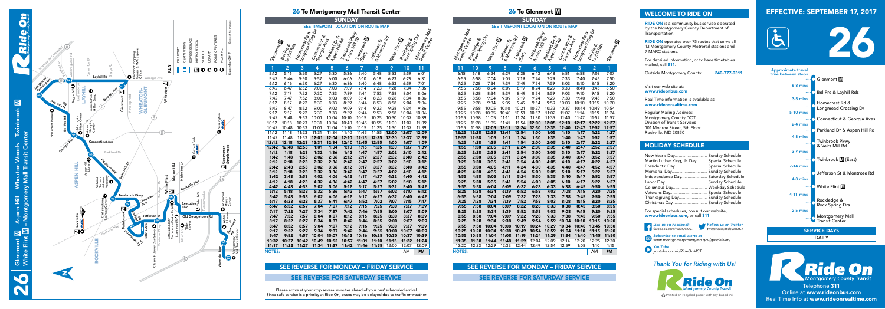# 26 Glenmont – Aspen Hill – Wheaton Woods – Twinbrook – White Flint – Montgomery Mall Transit Center

Ride On Montgomery County Transit

KEY: BUS ROUTE · CERTAIN TRIPS · EXPRESS SERVICE · METRO STATION · SCHOOL · LIBRARY · POINT OF INTEREST · HOSPITAL · TIMEPOINT

September 2017 — Subject to change

## 26 To Montgomery Mall Transit Center

### SUNDAY

SEE TIMEPOINT LOCATION ON ROUTE MAP

| 1 Glenmont | 2 Bel Pre & Layhill Rds | 3 Homecrest Rd & Longmead Crossing Dr | 4 Connecticut & Georgia Aves | 5 Parkland Dr & Aspen Hill Rd | 6 Twinbrook Pkwy & Veirs Mill Rd | 7 Twinbrook (East) | 8 Jefferson St & Montrose Rd | 9 White Flint | 10 Rockledge & Rock Spring Drs | 11 Montgomery Mall Transit Center |
|---|---|---|---|---|---|---|---|---|---|---|
| 5:12 | 5:16 | 5:20 | 5:27 | 5:30 | 5:36 | 5:40 | 5:48 | 5:53 | 5:59 | 6:01 |
| 5:42 | 5:46 | 5:50 | 5:57 | 6:00 | 6:06 | 6:10 | 6:18 | 6:23 | 6:29 | 6:31 |
| 6:12 | 6:16 | 6:20 | 6:27 | 6:30 | 6:36 | 6:40 | 6:48 | 6:53 | 6:59 | 7:01 |
| 6:42 | 6:47 | 6:52 | 7:00 | 7:03 | 7:09 | 7:14 | 7:23 | 7:28 | 7:34 | 7:36 |
| 7:12 | 7:17 | 7:22 | 7:30 | 7:33 | 7:39 | 7:44 | 7:53 | 7:58 | 8:04 | 8:06 |
| 7:42 | 7:47 | 7:52 | 8:00 | 8:03 | 8:09 | 8:14 | 8:23 | 8:28 | 8:34 | 8:36 |
| 8:12 | 8:17 | 8:22 | 8:30 | 8:33 | 8:39 | 8:44 | 8:53 | 8:58 | 9:04 | 9:06 |
| 8:42 | 8:47 | 8:52 | 9:00 | 9:03 | 9:09 | 9:14 | 9:23 | 9:28 | 9:34 | 9:36 |
| 9:12 | 9:17 | 9:22 | 9:30 | 9:33 | 9:39 | 9:44 | 9:53 | 9:58 | 10:04 | 10:06 |
| 9:42 | 9:48 | 9:53 | 10:01 | 10:04 | 10:10 | 10:15 | 10:25 | 10:30 | 10:37 | 10:39 |
| 10:12 | 10:18 | 10:23 | 10:31 | 10:34 | 10:40 | 10:45 | 10:55 | 11:00 | 11:07 | 11:09 |
| 10:42 | 10:48 | 10:53 | 11:01 | 11:04 | 11:10 | 11:15 | 11:25 | 11:30 | 11:37 | 11:39 |
| 11:12 | 11:18 | 11:23 | 11:31 | 11:34 | 11:40 | 11:45 | 11:55 | 12:00 | 12:07 | 12:09 |
| 11:42 | 11:48 | 11:53 | 12:01 | 12:04 | 12:10 | 12:15 | 12:25 | 12:30 | 12:37 | 12:39 |
| 12:12 | 12:18 | 12:23 | 12:31 | 12:34 | 12:40 | 12:45 | 12:55 | 1:00 | 1:07 | 1:09 |
| 12:42 | 12:48 | 12:53 | 1:01 | 1:04 | 1:10 | 1:15 | 1:25 | 1:30 | 1:37 | 1:39 |
| 1:12 | 1:18 | 1:23 | 1:32 | 1:36 | 1:42 | 1:47 | 1:57 | 2:02 | 2:10 | 2:12 |
| 1:42 | 1:48 | 1:53 | 2:02 | 2:06 | 2:12 | 2:17 | 2:27 | 2:32 | 2:40 | 2:42 |
| 2:12 | 2:18 | 2:23 | 2:32 | 2:36 | 2:42 | 2:47 | 2:57 | 3:02 | 3:10 | 3:12 |
| 2:42 | 2:48 | 2:53 | 3:02 | 3:06 | 3:12 | 3:17 | 3:27 | 3:32 | 3:40 | 3:42 |
| 3:12 | 3:18 | 3:23 | 3:32 | 3:36 | 3:42 | 3:47 | 3:57 | 4:02 | 4:10 | 4:12 |
| 3:42 | 3:48 | 3:53 | 4:02 | 4:06 | 4:12 | 4:17 | 4:27 | 4:32 | 4:40 | 4:42 |
| 4:12 | 4:18 | 4:23 | 4:32 | 4:36 | 4:42 | 4:47 | 4:57 | 5:02 | 5:10 | 5:12 |
| 4:42 | 4:48 | 4:53 | 5:02 | 5:06 | 5:12 | 5:17 | 5:27 | 5:32 | 5:40 | 5:42 |
| 5:12 | 5:18 | 5:23 | 5:32 | 5:36 | 5:42 | 5:47 | 5:57 | 6:02 | 6:10 | 6:12 |
| 5:42 | 5:48 | 5:53 | 6:02 | 6:06 | 6:12 | 6:17 | 6:27 | 6:32 | 6:40 | 6:42 |
| 6:17 | 6:23 | 6:28 | 6:37 | 6:41 | 6:47 | 6:52 | 7:02 | 7:07 | 7:15 | 7:17 |
| 6:47 | 6:52 | 6:57 | 7:04 | 7:07 | 7:12 | 7:16 | 7:25 | 7:30 | 7:37 | 7:39 |
| 7:17 | 7:22 | 7:27 | 7:34 | 7:37 | 7:42 | 7:46 | 7:55 | 8:00 | 8:07 | 8:09 |
| 7:47 | 7:52 | 7:57 | 8:04 | 8:07 | 8:12 | 8:16 | 8:25 | 8:30 | 8:37 | 8:39 |
| 8:17 | 8:22 | 8:27 | 8:34 | 8:37 | 8:42 | 8:46 | 8:55 | 9:00 | 9:07 | 9:09 |
| 8:47 | 8:52 | 8:57 | 9:04 | 9:07 | 9:12 | 9:16 | 9:25 | 9:30 | 9:37 | 9:39 |
| 9:17 | 9:22 | 9:27 | 9:34 | 9:37 | 9:42 | 9:46 | 9:55 | 10:00 | 10:07 | 10:09 |
| 9:47 | 9:52 | 9:57 | 10:04 | 10:07 | 10:12 | 10:16 | 10:25 | 10:30 | 10:37 | 10:39 |
| 10:32 | 10:37 | 10:42 | 10:49 | 10:52 | 10:57 | 11:01 | 11:10 | 11:15 | 11:22 | 11:24 |
| 11:07 | 11:22 | 11:27 | 11:34 | 11:37 | 11:42 | 11:46 | 11:55 | 12:00 | 12:07 | 12:09 |

NOTES: AM | **PM**

SEE REVERSE FOR MONDAY – FRIDAY SERVICE

SEE REVERSE FOR SATURDAY SERVICE

Please arrive at your stop several minutes ahead of your bus' scheduled arrival. Since safe service is a priority at Ride On, buses may be delayed due to traffic or weather.

## 26 To Glenmont

### SUNDAY

SEE TIMEPOINT LOCATION ON ROUTE MAP

| 11 Montgomery Mall Transit Center | 10 Rockledge & Rock Spring Drs | 9 White Flint | 8 Jefferson St & Montrose Rd | 7 Twinbrook (East) | 6 Twinbrook Pkwy & Veirs Mill Rd | 5 Parkland Dr & Aspen Hill Rd | 4 Connecticut & Georgia Aves | 3 Homecrest Rd & Longmead Crossing Dr | 2 Bel Pre & Layhill Rds | 1 Glenmont |
|---|---|---|---|---|---|---|---|---|---|---|
| 6:15 | 6:18 | 6:24 | 6:29 | 6:38 | 6:43 | 6:48 | 6:51 | 6:58 | 7:03 | 7:07 |
| 6:55 | 6:58 | 7:04 | 7:09 | 7:19 | 7:24 | 7:29 | 7:33 | 7:40 | 7:45 | 7:50 |
| 7:25 | 7:28 | 7:34 | 7:39 | 7:49 | 7:54 | 7:59 | 8:03 | 8:10 | 8:15 | 8:20 |
| 7:55 | 7:58 | 8:04 | 8:09 | 8:19 | 8:24 | 8:29 | 8:33 | 8:40 | 8:45 | 8:50 |
| 8:25 | 8:28 | 8:34 | 8:39 | 8:49 | 8:54 | 8:59 | 9:03 | 9:10 | 9:15 | 9:20 |
| 8:55 | 8:58 | 9:04 | 9:09 | 9:19 | 9:24 | 9:29 | 9:33 | 9:40 | 9:45 | 9:50 |
| 9:25 | 9:28 | 9:34 | 9:39 | 9:49 | 9:54 | 9:59 | 10:03 | 10:10 | 10:15 | 10:20 |
| 9:55 | 9:58 | 10:05 | 10:10 | 10:21 | 10:27 | 10:32 | 10:37 | 10:44 | 10:49 | 10:54 |
| 10:25 | 10:28 | 10:35 | 10:40 | 10:51 | 10:57 | 11:02 | 11:07 | 11:14 | 11:19 | 11:24 |
| 10:55 | 10:58 | 11:05 | 11:11 | 11:24 | 11:30 | 11:35 | 11:40 | 11:47 | 11:52 | 11:57 |
| 11:25 | 11:28 | 11:35 | 11:41 | 11:54 | 12:00 | 12:05 | 12:10 | 12:17 | 12:22 | 12:27 |
| 11:55 | 11:58 | 12:05 | 12:11 | 12:24 | 12:30 | 12:35 | 12:40 | 12:47 | 12:52 | 12:57 |
| 12:25 | 12:28 | 12:35 | 12:41 | 12:54 | 1:00 | 1:05 | 1:10 | 1:17 | 1:22 | 1:27 |
| 12:55 | 12:58 | 1:05 | 1:11 | 1:24 | 1:30 | 1:35 | 1:40 | 1:47 | 1:52 | 1:57 |
| 1:25 | 1:28 | 1:35 | 1:41 | 1:54 | 2:00 | 2:05 | 2:10 | 2:17 | 2:22 | 2:27 |
| 1:55 | 1:58 | 2:05 | 2:11 | 2:24 | 2:30 | 2:35 | 2:40 | 2:47 | 2:52 | 2:57 |
| 2:25 | 2:28 | 2:35 | 2:41 | 2:54 | 3:00 | 3:05 | 3:10 | 3:17 | 3:22 | 3:27 |
| 2:55 | 2:58 | 3:05 | 3:11 | 3:24 | 3:30 | 3:35 | 3:40 | 3:47 | 3:52 | 3:57 |
| 3:25 | 3:28 | 3:35 | 3:41 | 3:54 | 4:00 | 4:05 | 4:10 | 4:17 | 4:22 | 4:27 |
| 3:55 | 3:58 | 4:05 | 4:11 | 4:24 | 4:30 | 4:35 | 4:40 | 4:47 | 4:52 | 4:57 |
| 4:25 | 4:28 | 4:35 | 4:41 | 4:54 | 5:00 | 5:05 | 5:10 | 5:17 | 5:22 | 5:27 |
| 4:55 | 4:58 | 5:05 | 5:11 | 5:24 | 5:30 | 5:35 | 5:40 | 5:47 | 5:52 | 5:57 |
| 5:25 | 5:28 | 5:35 | 5:41 | 5:54 | 6:00 | 6:05 | 6:10 | 6:17 | 6:22 | 6:27 |
| 5:55 | 5:58 | 6:04 | 6:09 | 6:22 | 6:28 | 6:33 | 6:38 | 6:45 | 6:50 | 6:55 |
| 6:25 | 6:28 | 6:34 | 6:39 | 6:52 | 6:58 | 7:03 | 7:08 | 7:15 | 7:20 | 7:25 |
| 6:55 | 6:58 | 7:04 | 7:09 | 7:22 | 7:28 | 7:33 | 7:38 | 7:45 | 7:50 | 7:55 |
| 7:25 | 7:28 | 7:34 | 7:39 | 7:52 | 7:58 | 8:03 | 8:08 | 8:15 | 8:20 | 8:25 |
| 7:55 | 7:58 | 8:04 | 8:09 | 8:22 | 8:28 | 8:33 | 8:38 | 8:45 | 8:50 | 8:55 |
| 8:25 | 8:28 | 8:34 | 8:39 | 8:52 | 8:58 | 9:03 | 9:08 | 9:15 | 9:20 | 9:25 |
| 8:55 | 8:58 | 9:04 | 9:09 | 9:22 | 9:28 | 9:33 | 9:38 | 9:45 | 9:50 | 9:55 |
| 9:25 | 9:28 | 9:34 | 9:38 | 9:49 | 9:54 | 9:59 | 10:04 | 10:10 | 10:15 | 10:20 |
| 9:55 | 9:58 | 10:04 | 10:08 | 10:19 | 10:24 | 10:29 | 10:34 | 10:40 | 10:45 | 10:50 |
| 10:25 | 10:28 | 10:34 | 10:38 | 10:49 | 10:54 | 10:59 | 11:04 | 11:10 | 11:15 | 11:20 |
| 10:55 | 10:58 | 11:04 | 11:08 | 11:19 | 11:24 | 11:29 | 11:34 | 11:40 | 11:45 | 11:50 |
| 11:35 | 11:38 | 11:44 | 11:48 | 11:59 | 12:04 | 12:09 | 12:14 | 12:20 | 12:25 | 12:30 |
| 12:20 | 12:23 | 12:29 | 12:33 | 12:44 | 12:49 | 12:54 | 12:59 | 1:05 | 1:10 | 1:15 |

NOTES: AM | **PM**

SEE REVERSE FOR MONDAY – FRIDAY SERVICE

SEE REVERSE FOR SATURDAY SERVICE

## WELCOME TO RIDE ON

**RIDE ON** is a community bus service operated by the Montgomery County Department of Transportation.

**RIDE ON** operates over 75 routes that serve all 13 Montgomery County Metrorail stations and 7 MARC stations.

For detailed information, or to have timetables mailed, call **311**.

Outside Montgomery County .......... **240-777-0311**

Visit our web site at:
**www.rideonbus.com**

Real Time information is available at:
**www.rideonrealtime.com**

Regular Mailing Address:
Montgomery County DOT
Division of Transit Services
101 Monroe Street, 5th Floor
Rockville, MD 20850

## HOLIDAY SCHEDULE

| | |
|---|---|
| New Year's Day | Sunday Schedule |
| Martin Luther King, Jr. Day | Special Schedule |
| Presidents' Day | Special Schedule |
| Memorial Day | Sunday Schedule |
| Independence Day | Saturday Schedule |
| Labor Day | Sunday Schedule |
| Columbus Day | Weekday Schedule |
| Veterans Day | Special Schedule |
| Thanksgiving Day | Sunday Schedule |
| Christmas Day | Sunday Schedule |

For special schedules, consult our website, **www.rideonbus.com**, or call **311**

Like us on Facebook — facebook.com/RideOnMCT

Follow us on Twitter — twitter.com/RideOnMCT

Subscribe to email alerts at www.montgomerycountymd.gov/govdelivery

YouTube — youtube.com/c/RideOnMCT

*Thank You for Riding with Us!*

Ride On Montgomery County Transit — Printed on recycled paper with soy-based ink

## EFFECTIVE: SEPTEMBER 17, 2017

# 26

Approximate travel time between stops

Glenmont
6-8 mins
Bel Pre & Layhill Rds
3-5 mins
Homecrest Rd & Longmead Crossing Dr
5-10 mins
Connecticut & Georgia Aves
2-4 mins
Parkland Dr & Aspen Hill Rd
4-8 mins
Twinbrook Pkwy & Veirs Mill Rd
3-7 mins
Twinbrook (East)
7-14 mins
Jefferson St & Montrose Rd
4-8 mins
White Flint
4-11 mins
Rockledge & Rock Spring Drs
2-5 mins
Montgomery Mall Transit Center

SERVICE DAYS
DAILY

Ride On Montgomery County Transit
Telephone **311**
Online at **www.rideonbus.com**
Real Time Info at **www.rideonrealtime.com**